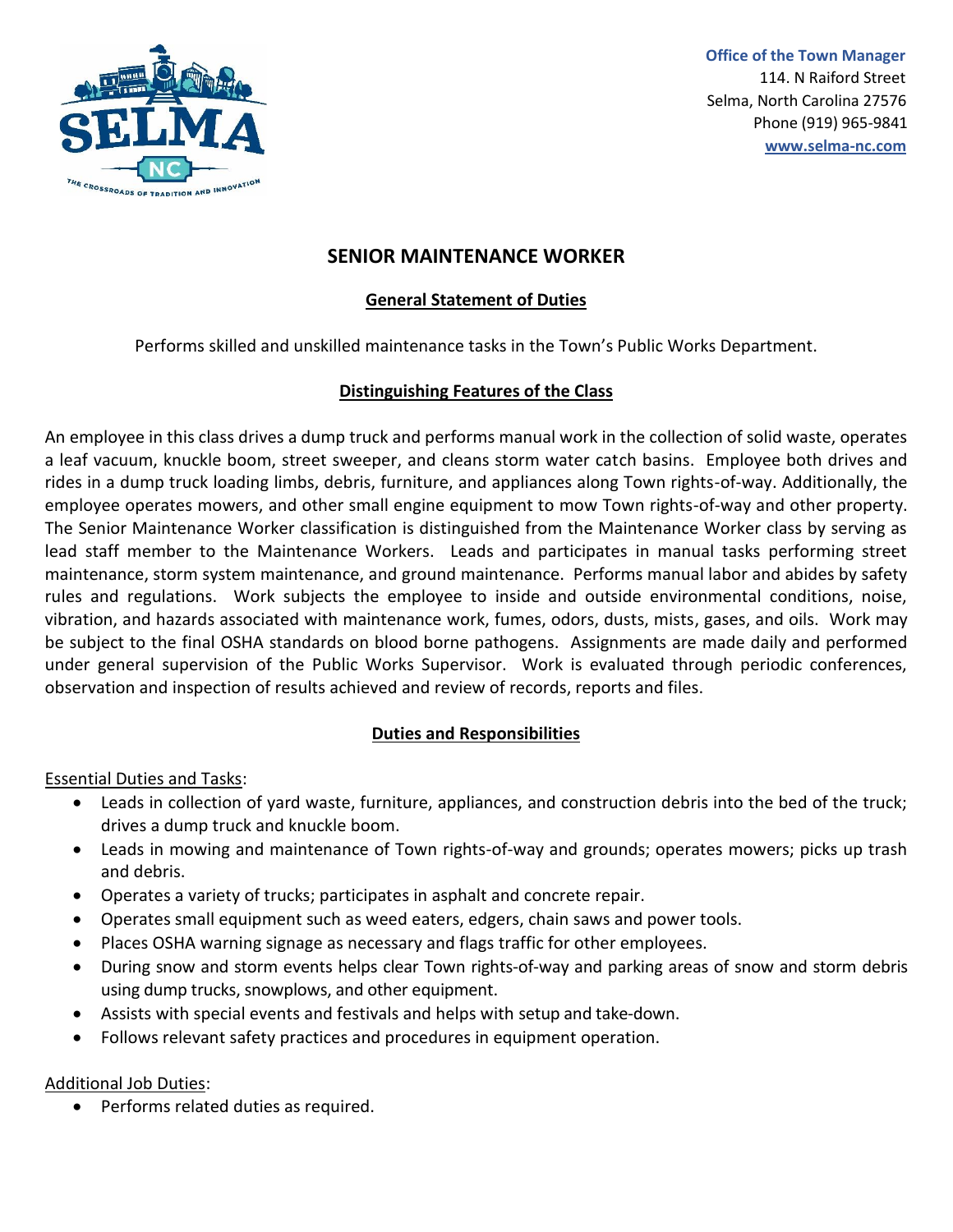**Office of the Town Manager**
114. N Raiford Street
Selma, North Carolina 27576
Phone (919) 965-9841
**www.selma-nc.com**

# SENIOR MAINTENANCE WORKER

## General Statement of Duties

Performs skilled and unskilled maintenance tasks in the Town's Public Works Department.

## Distinguishing Features of the Class

An employee in this class drives a dump truck and performs manual work in the collection of solid waste, operates a leaf vacuum, knuckle boom, street sweeper, and cleans storm water catch basins. Employee both drives and rides in a dump truck loading limbs, debris, furniture, and appliances along Town rights-of-way. Additionally, the employee operates mowers, and other small engine equipment to mow Town rights-of-way and other property. The Senior Maintenance Worker classification is distinguished from the Maintenance Worker class by serving as lead staff member to the Maintenance Workers. Leads and participates in manual tasks performing street maintenance, storm system maintenance, and ground maintenance. Performs manual labor and abides by safety rules and regulations. Work subjects the employee to inside and outside environmental conditions, noise, vibration, and hazards associated with maintenance work, fumes, odors, dusts, mists, gases, and oils. Work may be subject to the final OSHA standards on blood borne pathogens. Assignments are made daily and performed under general supervision of the Public Works Supervisor. Work is evaluated through periodic conferences, observation and inspection of results achieved and review of records, reports and files.

## Duties and Responsibilities

Essential Duties and Tasks:

- Leads in collection of yard waste, furniture, appliances, and construction debris into the bed of the truck; drives a dump truck and knuckle boom.
- Leads in mowing and maintenance of Town rights-of-way and grounds; operates mowers; picks up trash and debris.
- Operates a variety of trucks; participates in asphalt and concrete repair.
- Operates small equipment such as weed eaters, edgers, chain saws and power tools.
- Places OSHA warning signage as necessary and flags traffic for other employees.
- During snow and storm events helps clear Town rights-of-way and parking areas of snow and storm debris using dump trucks, snowplows, and other equipment.
- Assists with special events and festivals and helps with setup and take-down.
- Follows relevant safety practices and procedures in equipment operation.

Additional Job Duties:

- Performs related duties as required.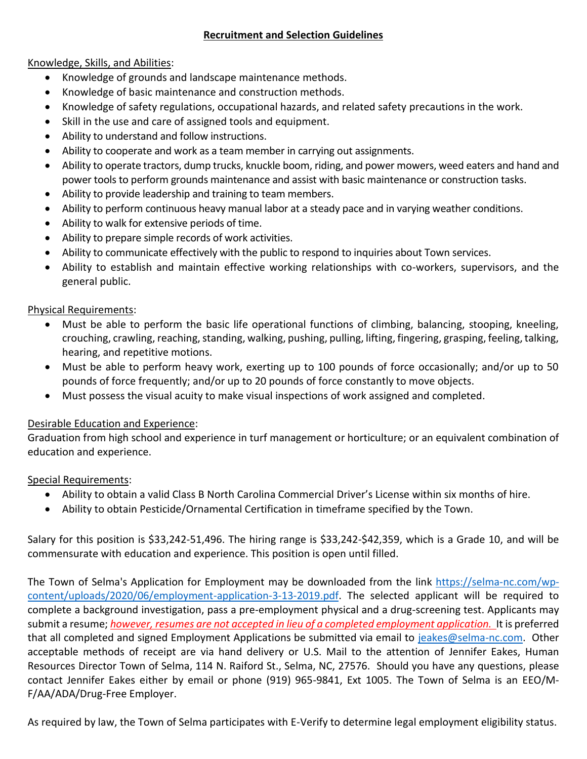## Recruitment and Selection Guidelines

Knowledge, Skills, and Abilities:

- Knowledge of grounds and landscape maintenance methods.
- Knowledge of basic maintenance and construction methods.
- Knowledge of safety regulations, occupational hazards, and related safety precautions in the work.
- Skill in the use and care of assigned tools and equipment.
- Ability to understand and follow instructions.
- Ability to cooperate and work as a team member in carrying out assignments.
- Ability to operate tractors, dump trucks, knuckle boom, riding, and power mowers, weed eaters and hand and power tools to perform grounds maintenance and assist with basic maintenance or construction tasks.
- Ability to provide leadership and training to team members.
- Ability to perform continuous heavy manual labor at a steady pace and in varying weather conditions.
- Ability to walk for extensive periods of time.
- Ability to prepare simple records of work activities.
- Ability to communicate effectively with the public to respond to inquiries about Town services.
- Ability to establish and maintain effective working relationships with co-workers, supervisors, and the general public.

Physical Requirements:

- Must be able to perform the basic life operational functions of climbing, balancing, stooping, kneeling, crouching, crawling, reaching, standing, walking, pushing, pulling, lifting, fingering, grasping, feeling, talking, hearing, and repetitive motions.
- Must be able to perform heavy work, exerting up to 100 pounds of force occasionally; and/or up to 50 pounds of force frequently; and/or up to 20 pounds of force constantly to move objects.
- Must possess the visual acuity to make visual inspections of work assigned and completed.

Desirable Education and Experience:

Graduation from high school and experience in turf management or horticulture; or an equivalent combination of education and experience.

Special Requirements:

- Ability to obtain a valid Class B North Carolina Commercial Driver's License within six months of hire.
- Ability to obtain Pesticide/Ornamental Certification in timeframe specified by the Town.

Salary for this position is $33,242-51,496. The hiring range is $33,242-$42,359, which is a Grade 10, and will be commensurate with education and experience. This position is open until filled.

The Town of Selma's Application for Employment may be downloaded from the link https://selma-nc.com/wp-content/uploads/2020/06/employment-application-3-13-2019.pdf. The selected applicant will be required to complete a background investigation, pass a pre-employment physical and a drug-screening test. Applicants may submit a resume; ***however, resumes are not accepted in lieu of a completed employment application.*** It is preferred that all completed and signed Employment Applications be submitted via email to jeakes@selma-nc.com. Other acceptable methods of receipt are via hand delivery or U.S. Mail to the attention of Jennifer Eakes, Human Resources Director Town of Selma, 114 N. Raiford St., Selma, NC, 27576. Should you have any questions, please contact Jennifer Eakes either by email or phone (919) 965-9841, Ext 1005. The Town of Selma is an EEO/M-F/AA/ADA/Drug-Free Employer.

As required by law, the Town of Selma participates with E-Verify to determine legal employment eligibility status.